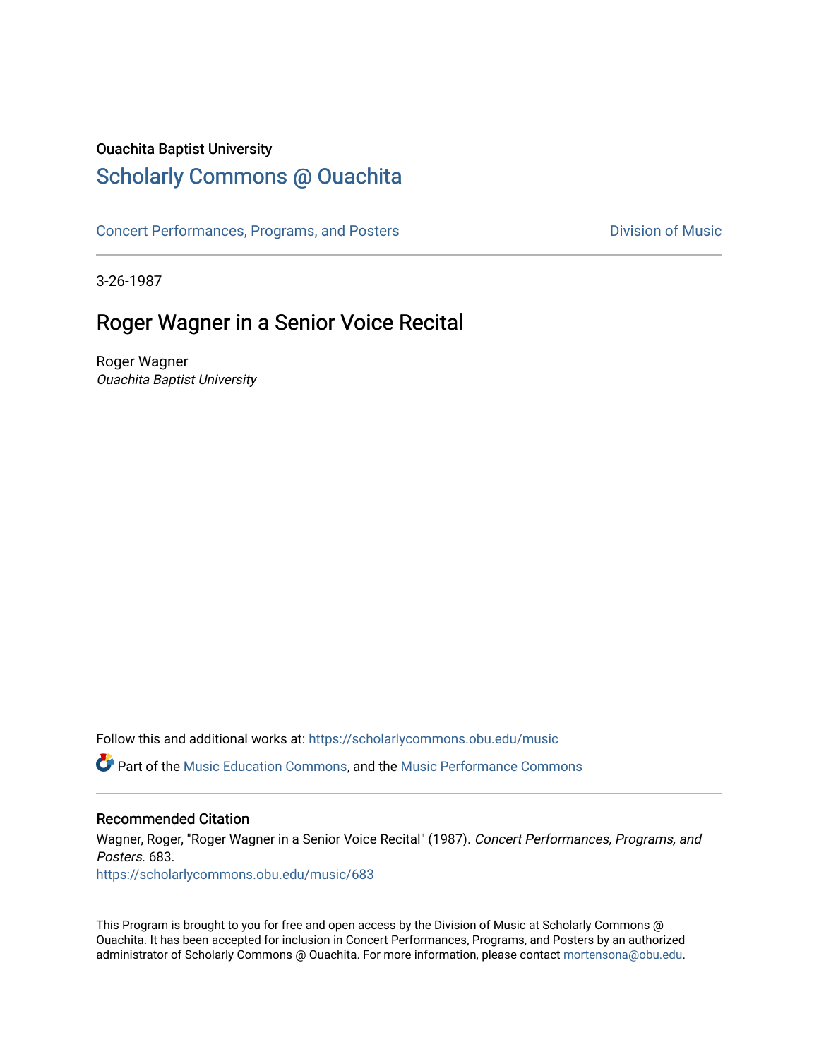Ouachita Baptist University

# Scholarly Commons @ Ouachita

Concert Performances, Programs, and Posters

Division of Music

3-26-1987

## Roger Wagner in a Senior Voice Recital

Roger Wagner
*Ouachita Baptist University*

Follow this and additional works at: https://scholarlycommons.obu.edu/music

Part of the Music Education Commons, and the Music Performance Commons

### Recommended Citation

Wagner, Roger, "Roger Wagner in a Senior Voice Recital" (1987). *Concert Performances, Programs, and Posters*. 683.
https://scholarlycommons.obu.edu/music/683

This Program is brought to you for free and open access by the Division of Music at Scholarly Commons @ Ouachita. It has been accepted for inclusion in Concert Performances, Programs, and Posters by an authorized administrator of Scholarly Commons @ Ouachita. For more information, please contact mortensona@obu.edu.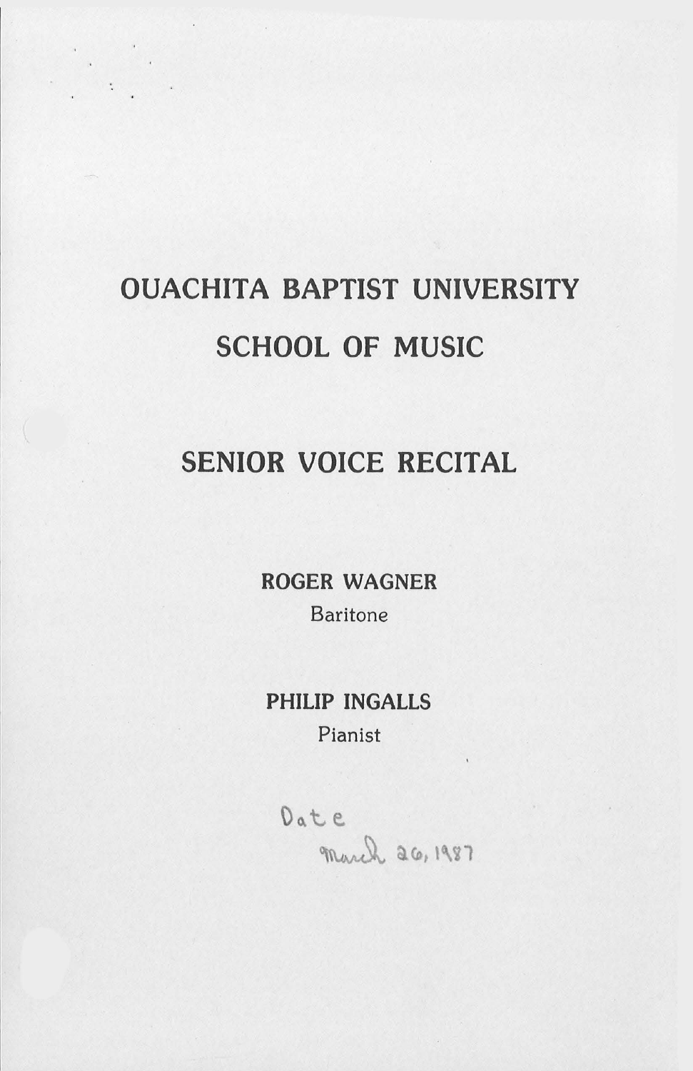# OUACHITA BAPTIST UNIVERSITY

# SCHOOL OF MUSIC

## SENIOR VOICE RECITAL

**ROGER WAGNER**

Baritone

**PHILIP INGALLS**

Pianist

Date
March 26, 1987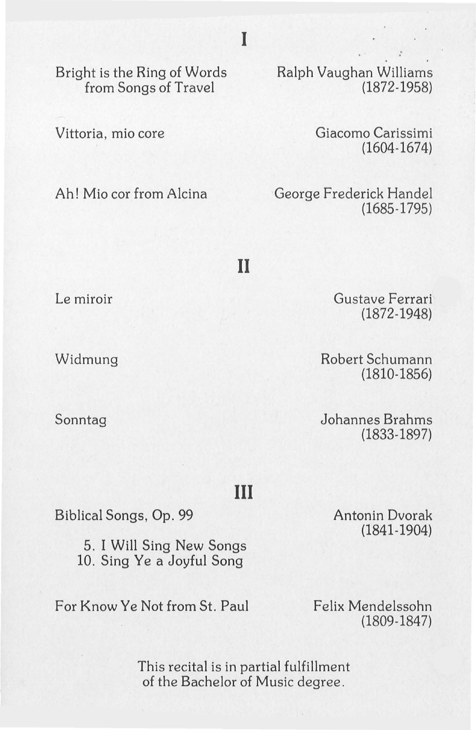# I

Bright is the Ring of Words from Songs of Travel — Ralph Vaughan Williams (1872-1958)

Vittoria, mio core — Giacomo Carissimi (1604-1674)

Ah! Mio cor from Alcina — George Frederick Handel (1685-1795)

# II

Le miroir — Gustave Ferrari (1872-1948)

Widmung — Robert Schumann (1810-1856)

Sonntag — Johannes Brahms (1833-1897)

# III

Biblical Songs, Op. 99 — Antonin Dvorak (1841-1904)

5. I Will Sing New Songs
10. Sing Ye a Joyful Song

For Know Ye Not from St. Paul — Felix Mendelssohn (1809-1847)

This recital is in partial fulfillment of the Bachelor of Music degree.